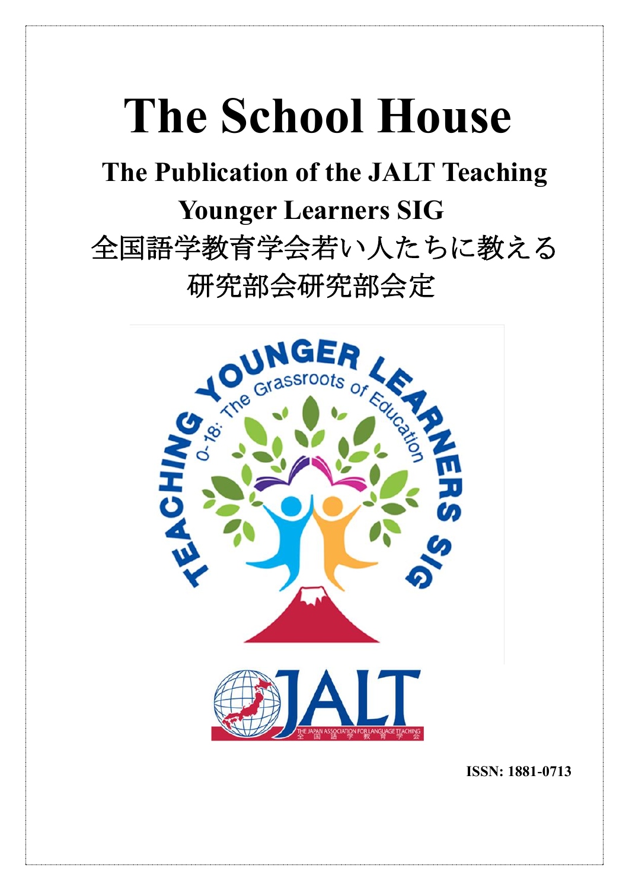# The School House

## The Publication of the JALT Teaching Younger Learners SIG

## 全国語学教育学会若い人たちに教える研究部会研究部会定

**ISSN: 1881-0713**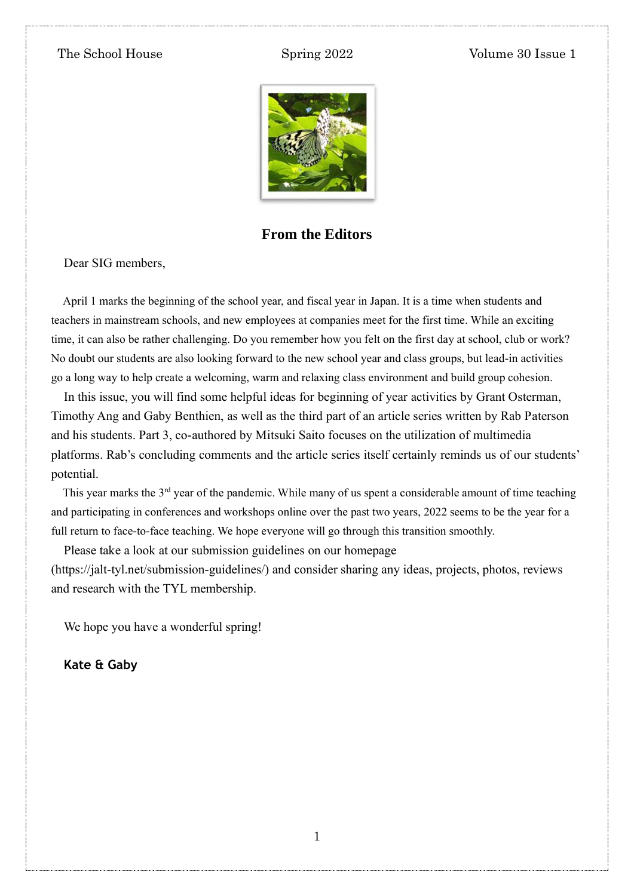## From the Editors

Dear SIG members,

April 1 marks the beginning of the school year, and fiscal year in Japan. It is a time when students and teachers in mainstream schools, and new employees at companies meet for the first time. While an exciting time, it can also be rather challenging. Do you remember how you felt on the first day at school, club or work? No doubt our students are also looking forward to the new school year and class groups, but lead-in activities go a long way to help create a welcoming, warm and relaxing class environment and build group cohesion.

In this issue, you will find some helpful ideas for beginning of year activities by Grant Osterman, Timothy Ang and Gaby Benthien, as well as the third part of an article series written by Rab Paterson and his students. Part 3, co-authored by Mitsuki Saito focuses on the utilization of multimedia platforms. Rab's concluding comments and the article series itself certainly reminds us of our students' potential.

This year marks the 3rd year of the pandemic. While many of us spent a considerable amount of time teaching and participating in conferences and workshops online over the past two years, 2022 seems to be the year for a full return to face-to-face teaching. We hope everyone will go through this transition smoothly.

Please take a look at our submission guidelines on our homepage (https://jalt-tyl.net/submission-guidelines/) and consider sharing any ideas, projects, photos, reviews and research with the TYL membership.

We hope you have a wonderful spring!

**Kate & Gaby**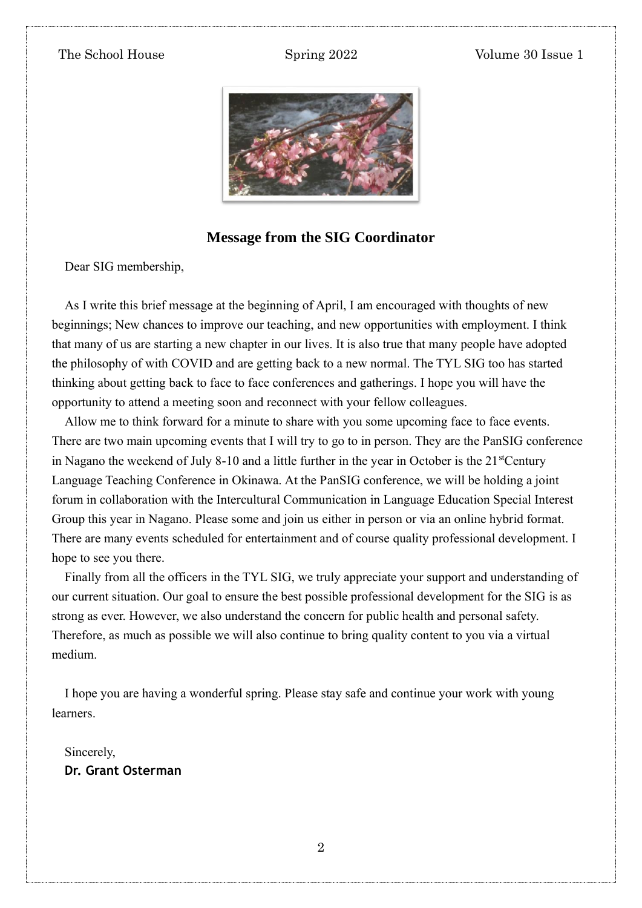## Message from the SIG Coordinator

Dear SIG membership,

As I write this brief message at the beginning of April, I am encouraged with thoughts of new beginnings; New chances to improve our teaching, and new opportunities with employment. I think that many of us are starting a new chapter in our lives. It is also true that many people have adopted the philosophy of with COVID and are getting back to a new normal. The TYL SIG too has started thinking about getting back to face to face conferences and gatherings. I hope you will have the opportunity to attend a meeting soon and reconnect with your fellow colleagues.

Allow me to think forward for a minute to share with you some upcoming face to face events. There are two main upcoming events that I will try to go to in person. They are the PanSIG conference in Nagano the weekend of July 8-10 and a little further in the year in October is the 21stCentury Language Teaching Conference in Okinawa. At the PanSIG conference, we will be holding a joint forum in collaboration with the Intercultural Communication in Language Education Special Interest Group this year in Nagano. Please some and join us either in person or via an online hybrid format. There are many events scheduled for entertainment and of course quality professional development. I hope to see you there.

Finally from all the officers in the TYL SIG, we truly appreciate your support and understanding of our current situation. Our goal to ensure the best possible professional development for the SIG is as strong as ever. However, we also understand the concern for public health and personal safety. Therefore, as much as possible we will also continue to bring quality content to you via a virtual medium.

I hope you are having a wonderful spring. Please stay safe and continue your work with young learners.

Sincerely,
**Dr. Grant Osterman**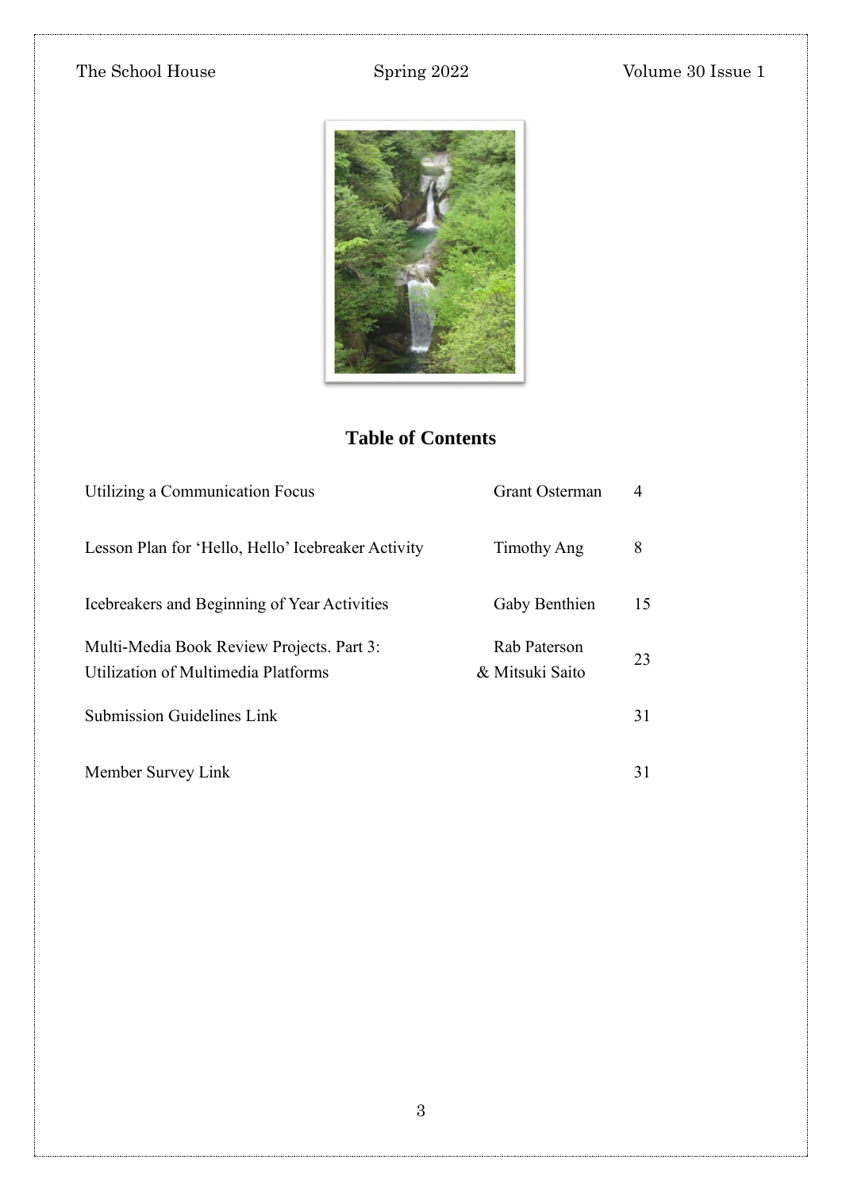## Table of Contents

| | | |
|---|---|---|
| Utilizing a Communication Focus | Grant Osterman | 4 |
| Lesson Plan for 'Hello, Hello' Icebreaker Activity | Timothy Ang | 8 |
| Icebreakers and Beginning of Year Activities | Gaby Benthien | 15 |
| Multi-Media Book Review Projects. Part 3: Utilization of Multimedia Platforms | Rab Paterson & Mitsuki Saito | 23 |
| Submission Guidelines Link | | 31 |
| Member Survey Link | | 31 |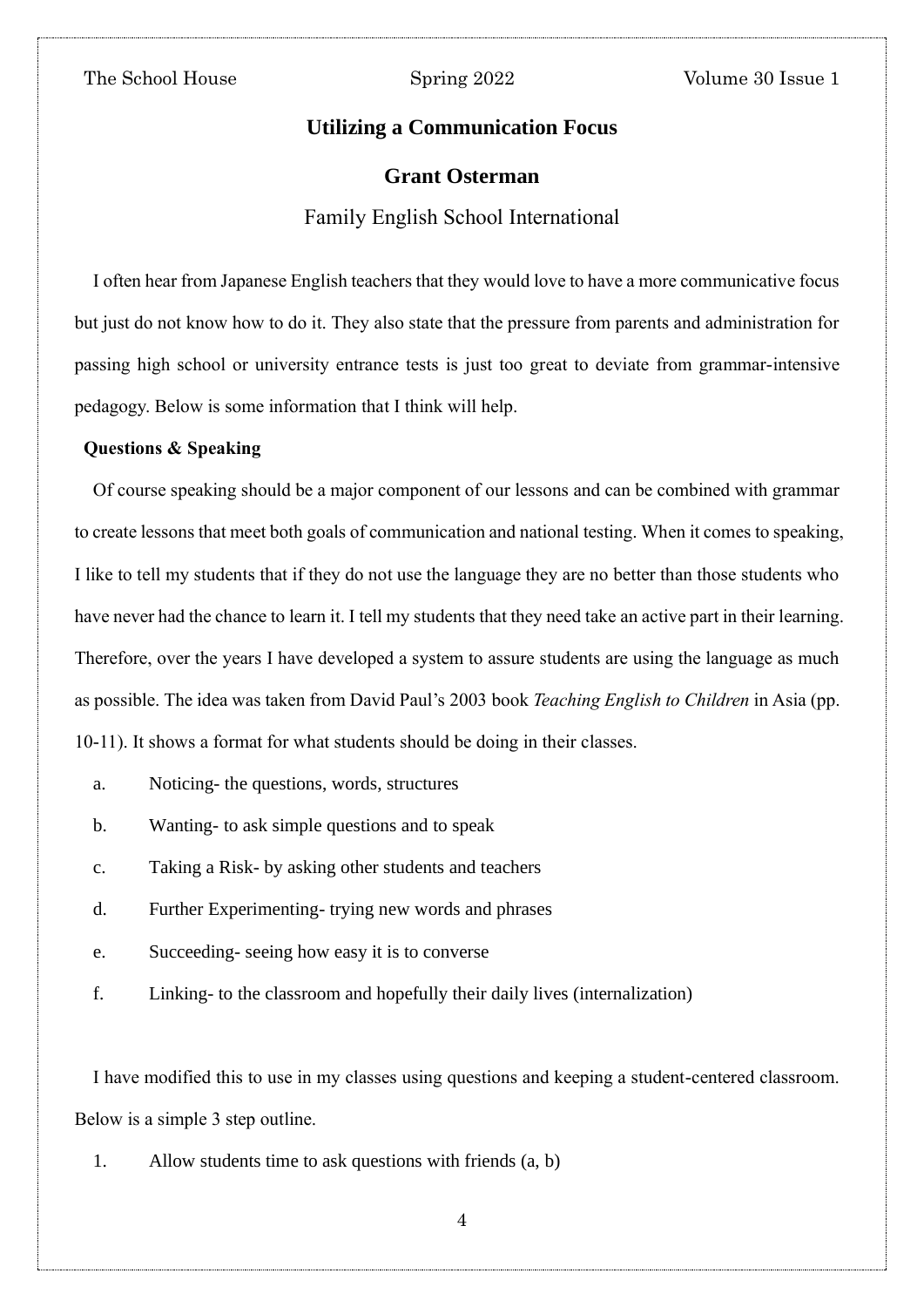## Utilizing a Communication Focus

**Grant Osterman**

Family English School International

I often hear from Japanese English teachers that they would love to have a more communicative focus but just do not know how to do it. They also state that the pressure from parents and administration for passing high school or university entrance tests is just too great to deviate from grammar-intensive pedagogy. Below is some information that I think will help.

**Questions & Speaking**

Of course speaking should be a major component of our lessons and can be combined with grammar to create lessons that meet both goals of communication and national testing. When it comes to speaking, I like to tell my students that if they do not use the language they are no better than those students who have never had the chance to learn it. I tell my students that they need take an active part in their learning. Therefore, over the years I have developed a system to assure students are using the language as much as possible. The idea was taken from David Paul's 2003 book *Teaching English to Children* in Asia (pp. 10-11). It shows a format for what students should be doing in their classes.

a. Noticing- the questions, words, structures

b. Wanting- to ask simple questions and to speak

c. Taking a Risk- by asking other students and teachers

d. Further Experimenting- trying new words and phrases

e. Succeeding- seeing how easy it is to converse

f. Linking- to the classroom and hopefully their daily lives (internalization)

I have modified this to use in my classes using questions and keeping a student-centered classroom. Below is a simple 3 step outline.

1. Allow students time to ask questions with friends (a, b)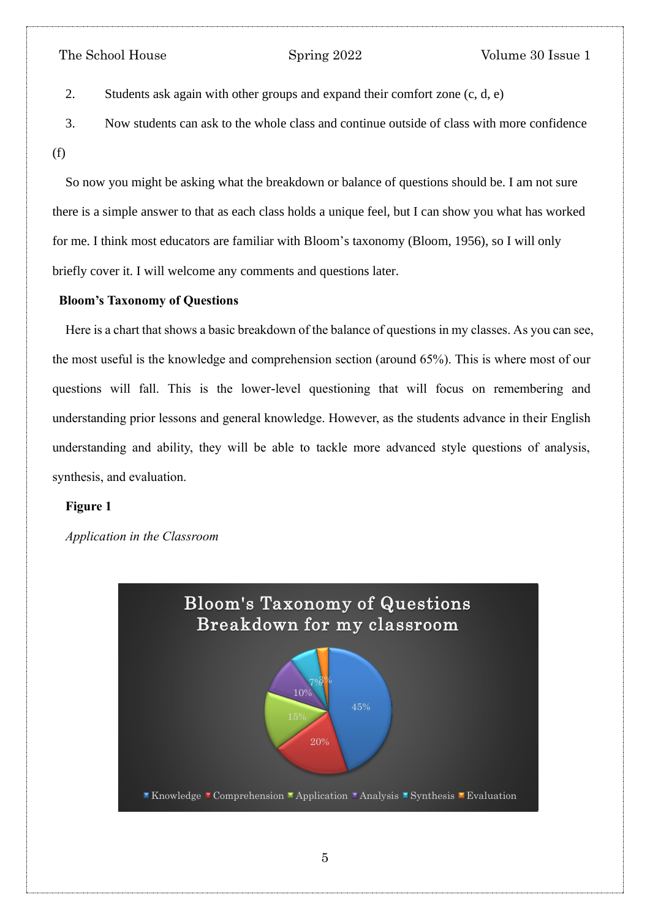2. Students ask again with other groups and expand their comfort zone (c, d, e)
3. Now students can ask to the whole class and continue outside of class with more confidence (f)

So now you might be asking what the breakdown or balance of questions should be. I am not sure there is a simple answer to that as each class holds a unique feel, but I can show you what has worked for me. I think most educators are familiar with Bloom's taxonomy (Bloom, 1956), so I will only briefly cover it. I will welcome any comments and questions later.

**Bloom's Taxonomy of Questions**

Here is a chart that shows a basic breakdown of the balance of questions in my classes. As you can see, the most useful is the knowledge and comprehension section (around 65%). This is where most of our questions will fall. This is the lower-level questioning that will focus on remembering and understanding prior lessons and general knowledge. However, as the students advance in their English understanding and ability, they will be able to tackle more advanced style questions of analysis, synthesis, and evaluation.

**Figure 1**

*Application in the Classroom*

Bloom's Taxonomy of Questions Breakdown for my classroom

| Category | Percentage |
|---|---|
| Knowledge | 45% |
| Comprehension | 20% |
| Application | 15% |
| Analysis | 10% |
| Synthesis | 7% |
| Evaluation | 3% |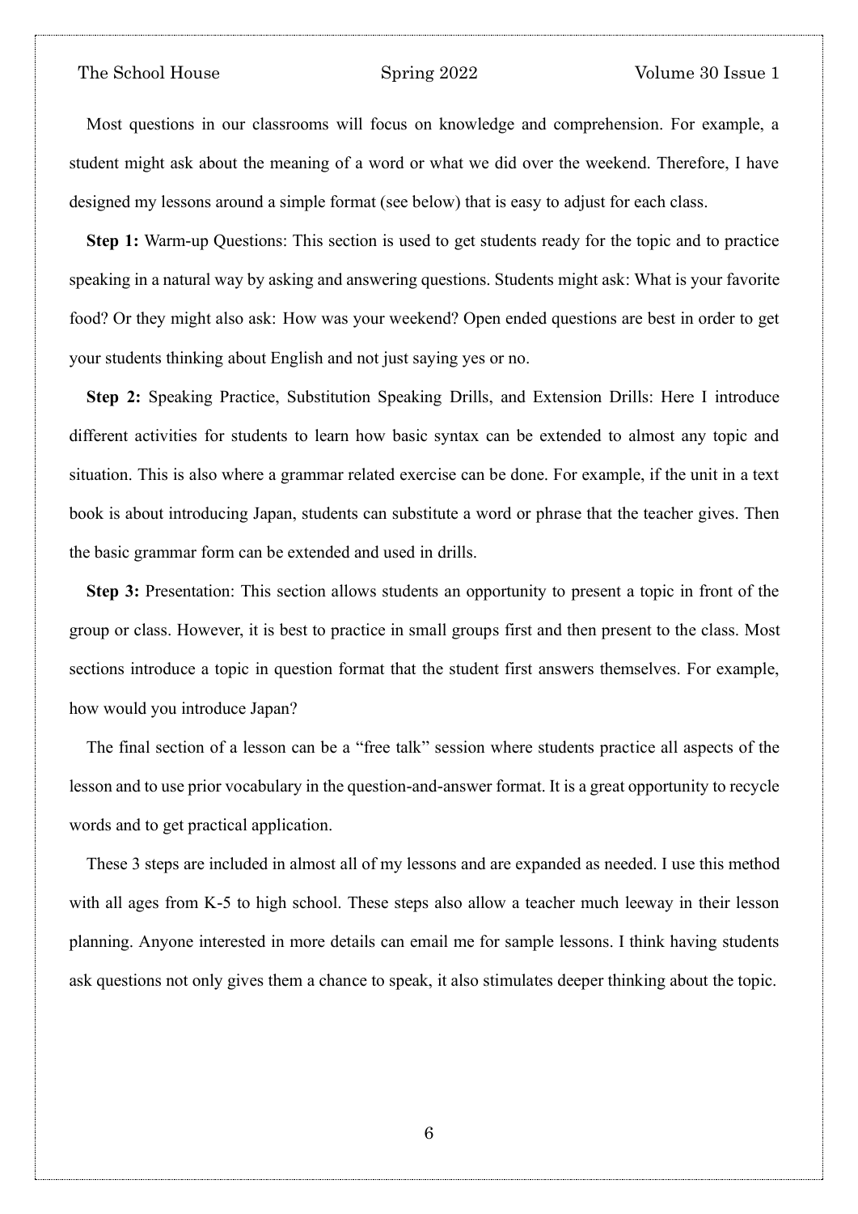Most questions in our classrooms will focus on knowledge and comprehension. For example, a student might ask about the meaning of a word or what we did over the weekend. Therefore, I have designed my lessons around a simple format (see below) that is easy to adjust for each class.

**Step 1:** Warm-up Questions: This section is used to get students ready for the topic and to practice speaking in a natural way by asking and answering questions. Students might ask: What is your favorite food? Or they might also ask: How was your weekend? Open ended questions are best in order to get your students thinking about English and not just saying yes or no.

**Step 2:** Speaking Practice, Substitution Speaking Drills, and Extension Drills: Here I introduce different activities for students to learn how basic syntax can be extended to almost any topic and situation. This is also where a grammar related exercise can be done. For example, if the unit in a text book is about introducing Japan, students can substitute a word or phrase that the teacher gives. Then the basic grammar form can be extended and used in drills.

**Step 3:** Presentation: This section allows students an opportunity to present a topic in front of the group or class. However, it is best to practice in small groups first and then present to the class. Most sections introduce a topic in question format that the student first answers themselves. For example, how would you introduce Japan?

The final section of a lesson can be a "free talk" session where students practice all aspects of the lesson and to use prior vocabulary in the question-and-answer format. It is a great opportunity to recycle words and to get practical application.

These 3 steps are included in almost all of my lessons and are expanded as needed. I use this method with all ages from K-5 to high school. These steps also allow a teacher much leeway in their lesson planning. Anyone interested in more details can email me for sample lessons. I think having students ask questions not only gives them a chance to speak, it also stimulates deeper thinking about the topic.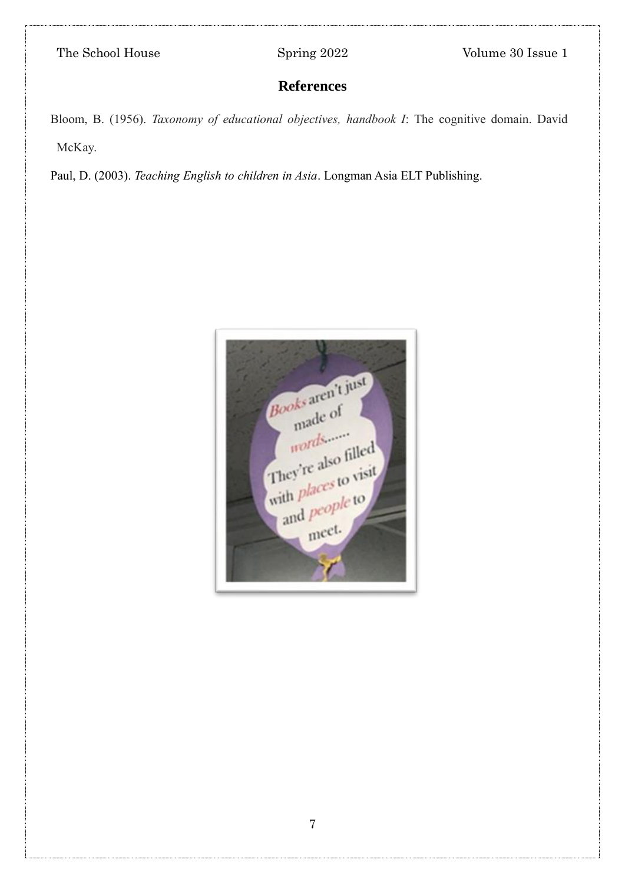## References

Bloom, B. (1956). *Taxonomy of educational objectives, handbook I*: The cognitive domain. David McKay.

Paul, D. (2003). *Teaching English to children in Asia*. Longman Asia ELT Publishing.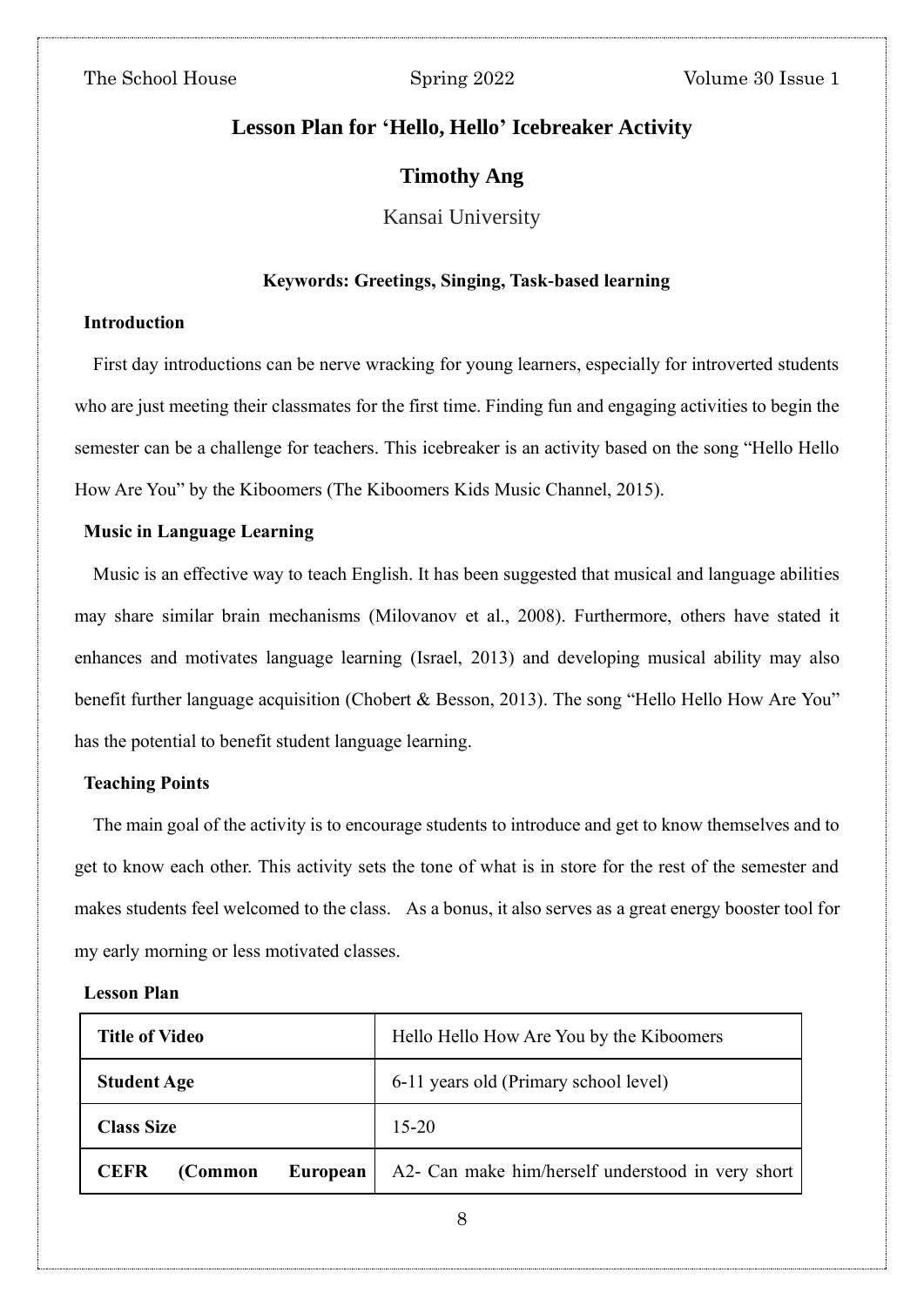# Lesson Plan for 'Hello, Hello' Icebreaker Activity

## Timothy Ang

Kansai University

**Keywords: Greetings, Singing, Task-based learning**

### Introduction

First day introductions can be nerve wracking for young learners, especially for introverted students who are just meeting their classmates for the first time. Finding fun and engaging activities to begin the semester can be a challenge for teachers. This icebreaker is an activity based on the song "Hello Hello How Are You" by the Kiboomers (The Kiboomers Kids Music Channel, 2015).

### Music in Language Learning

Music is an effective way to teach English. It has been suggested that musical and language abilities may share similar brain mechanisms (Milovanov et al., 2008). Furthermore, others have stated it enhances and motivates language learning (Israel, 2013) and developing musical ability may also benefit further language acquisition (Chobert & Besson, 2013). The song "Hello Hello How Are You" has the potential to benefit student language learning.

### Teaching Points

The main goal of the activity is to encourage students to introduce and get to know themselves and to get to know each other. This activity sets the tone of what is in store for the rest of the semester and makes students feel welcomed to the class. As a bonus, it also serves as a great energy booster tool for my early morning or less motivated classes.

### Lesson Plan

| | |
|---|---|
| **Title of Video** | Hello Hello How Are You by the Kiboomers |
| **Student Age** | 6-11 years old (Primary school level) |
| **Class Size** | 15-20 |
| **CEFR (Common European** | A2- Can make him/herself understood in very short |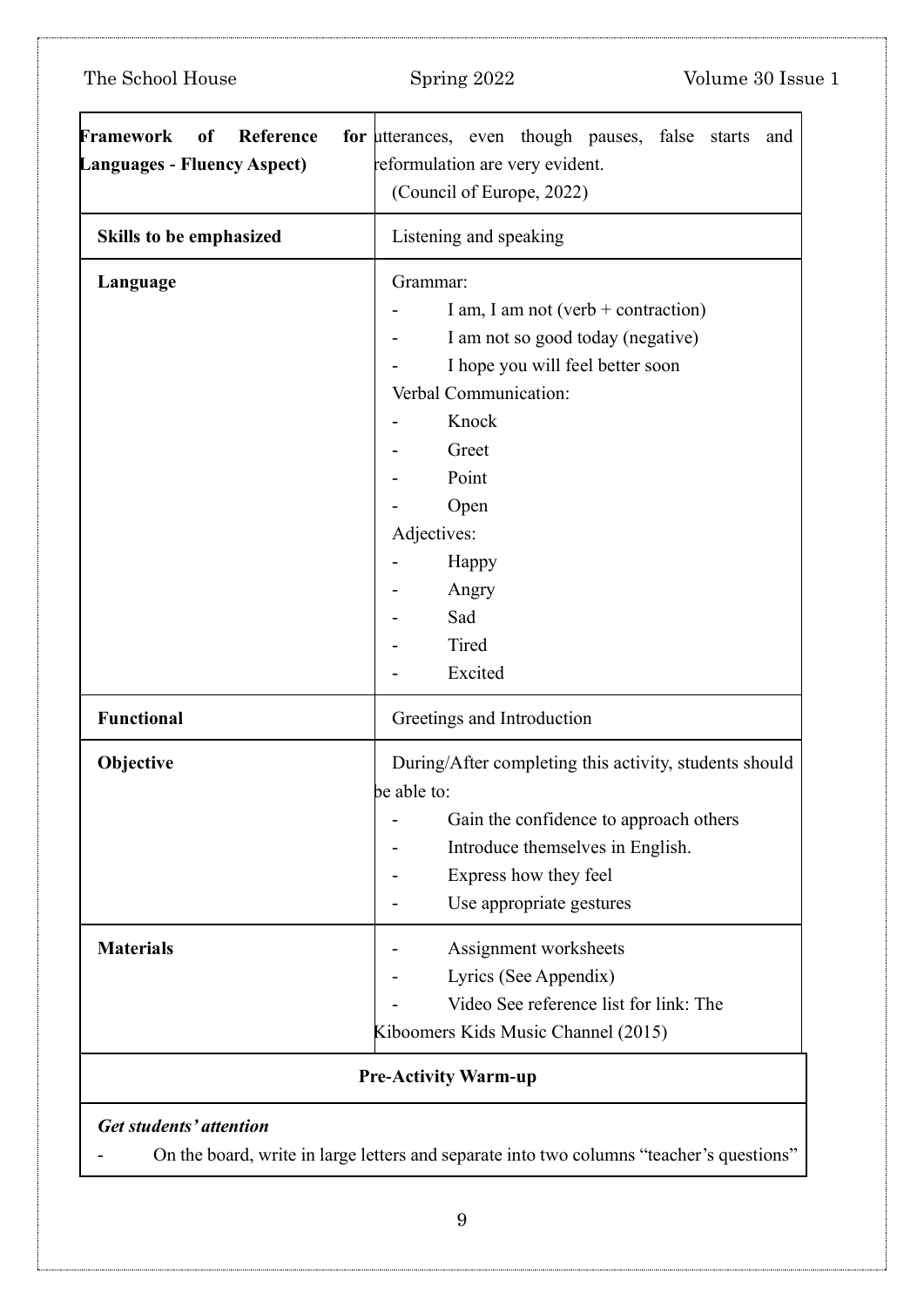| | |
|---|---|
| **Framework of Reference for Languages - Fluency Aspect)** | utterances, even though pauses, false starts and reformulation are very evident.<br>(Council of Europe, 2022) |
| **Skills to be emphasized** | Listening and speaking |
| **Language** | Grammar:<br>- I am, I am not (verb + contraction)<br>- I am not so good today (negative)<br>- I hope you will feel better soon<br>Verbal Communication:<br>- Knock<br>- Greet<br>- Point<br>- Open<br>Adjectives:<br>- Happy<br>- Angry<br>- Sad<br>- Tired<br>- Excited |
| **Functional** | Greetings and Introduction |
| **Objective** | During/After completing this activity, students should be able to:<br>- Gain the confidence to approach others<br>- Introduce themselves in English.<br>- Express how they feel<br>- Use appropriate gestures |
| **Materials** | - Assignment worksheets<br>- Lyrics (See Appendix)<br>- Video See reference list for link: The Kiboomers Kids Music Channel (2015) |

**Pre-Activity Warm-up**

***Get students' attention***

- On the board, write in large letters and separate into two columns "teacher's questions"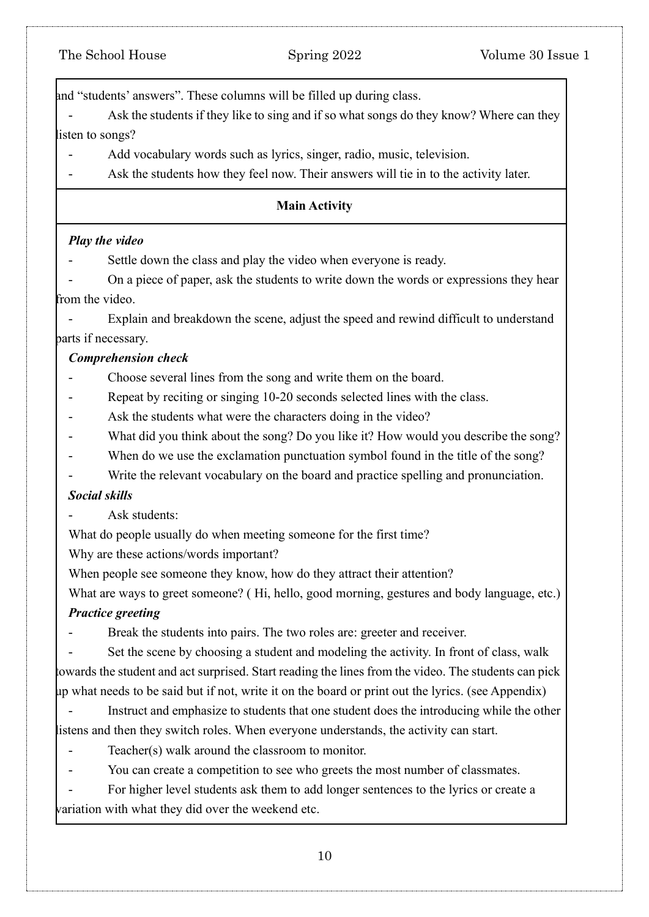and "students' answers". These columns will be filled up during class.

- Ask the students if they like to sing and if so what songs do they know? Where can they listen to songs?
- Add vocabulary words such as lyrics, singer, radio, music, television.
- Ask the students how they feel now. Their answers will tie in to the activity later.

**Main Activity**

***Play the video***

- Settle down the class and play the video when everyone is ready.
- On a piece of paper, ask the students to write down the words or expressions they hear from the video.
- Explain and breakdown the scene, adjust the speed and rewind difficult to understand parts if necessary.

***Comprehension check***

- Choose several lines from the song and write them on the board.
- Repeat by reciting or singing 10-20 seconds selected lines with the class.
- Ask the students what were the characters doing in the video?
- What did you think about the song? Do you like it? How would you describe the song?
- When do we use the exclamation punctuation symbol found in the title of the song?
- Write the relevant vocabulary on the board and practice spelling and pronunciation.

***Social skills***

- Ask students:

What do people usually do when meeting someone for the first time?

Why are these actions/words important?

When people see someone they know, how do they attract their attention?

What are ways to greet someone? ( Hi, hello, good morning, gestures and body language, etc.)

***Practice greeting***

- Break the students into pairs. The two roles are: greeter and receiver.
- Set the scene by choosing a student and modeling the activity. In front of class, walk towards the student and act surprised. Start reading the lines from the video. The students can pick up what needs to be said but if not, write it on the board or print out the lyrics. (see Appendix)
- Instruct and emphasize to students that one student does the introducing while the other listens and then they switch roles. When everyone understands, the activity can start.
- Teacher(s) walk around the classroom to monitor.
- You can create a competition to see who greets the most number of classmates.
- For higher level students ask them to add longer sentences to the lyrics or create a variation with what they did over the weekend etc.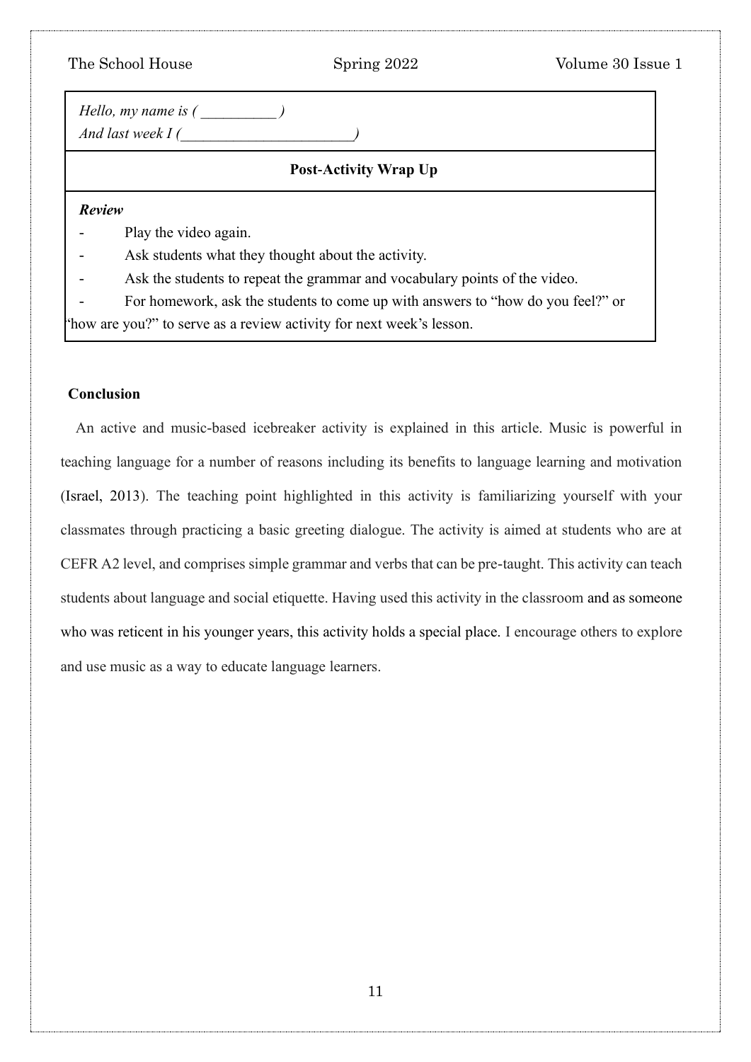*Hello, my name is ( __________ )*
*And last week I (_______________________)*

**Post-Activity Wrap Up**

***Review***

- Play the video again.
- Ask students what they thought about the activity.
- Ask the students to repeat the grammar and vocabulary points of the video.
- For homework, ask the students to come up with answers to "how do you feel?" or "how are you?" to serve as a review activity for next week's lesson.

**Conclusion**

An active and music-based icebreaker activity is explained in this article. Music is powerful in teaching language for a number of reasons including its benefits to language learning and motivation (Israel, 2013). The teaching point highlighted in this activity is familiarizing yourself with your classmates through practicing a basic greeting dialogue. The activity is aimed at students who are at CEFR A2 level, and comprises simple grammar and verbs that can be pre-taught. This activity can teach students about language and social etiquette. Having used this activity in the classroom and as someone who was reticent in his younger years, this activity holds a special place. I encourage others to explore and use music as a way to educate language learners.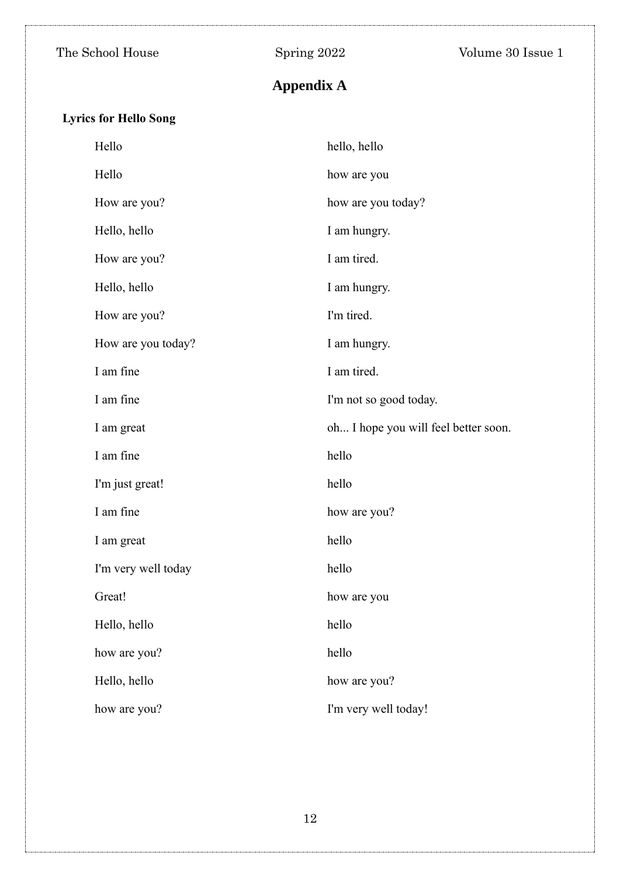# Appendix A

**Lyrics for Hello Song**

Hello

Hello

How are you?

Hello, hello

How are you?

Hello, hello

How are you?

How are you today?

I am fine

I am fine

I am great

I am fine

I'm just great!

I am fine

I am great

I'm very well today

Great!

Hello, hello

how are you?

Hello, hello

how are you?

hello, hello

how are you

how are you today?

I am hungry.

I am tired.

I am hungry.

I'm tired.

I am hungry.

I am tired.

I'm not so good today.

oh... I hope you will feel better soon.

hello

hello

how are you?

hello

hello

how are you

hello

hello

how are you?

I'm very well today!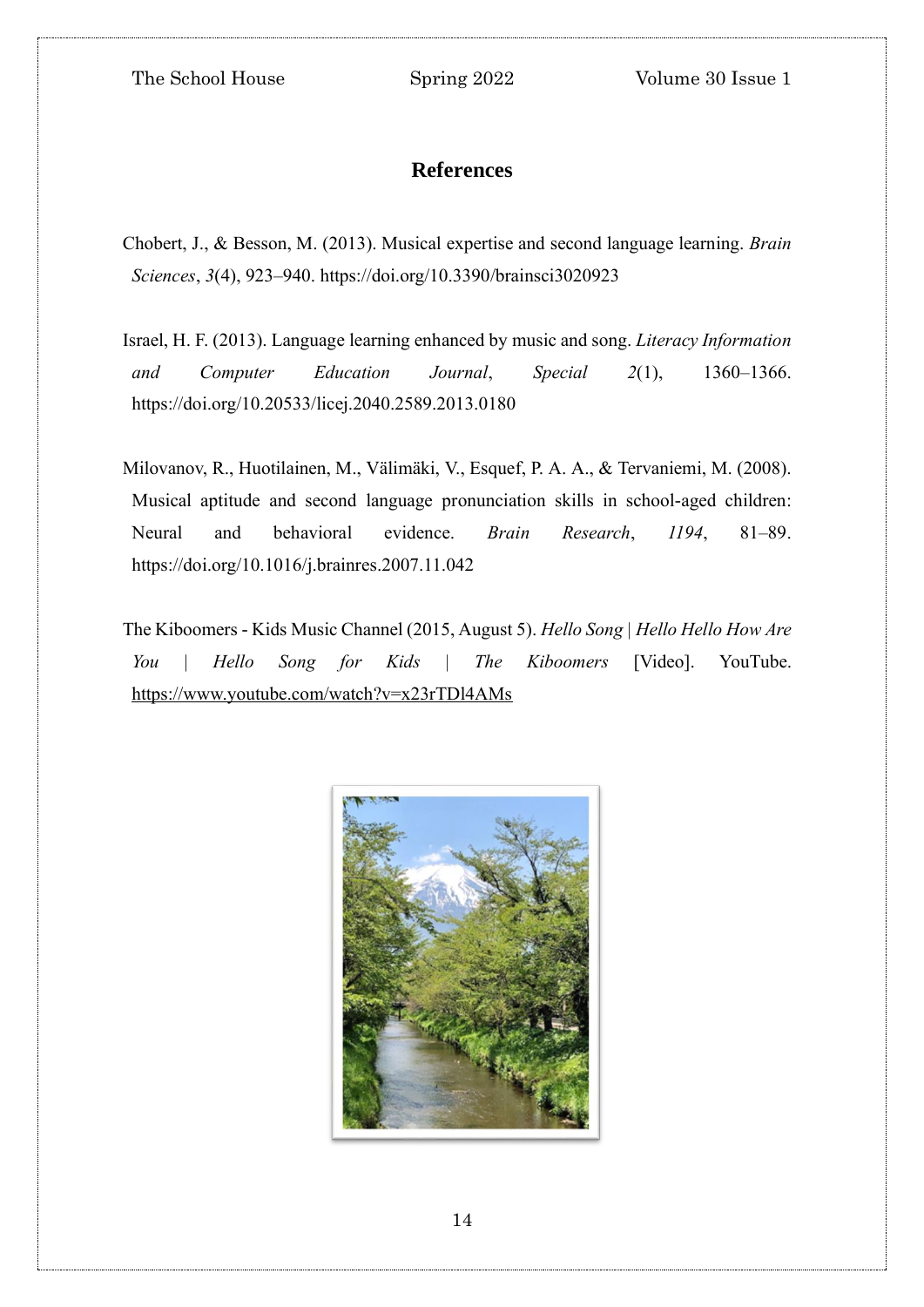## References

Chobert, J., & Besson, M. (2013). Musical expertise and second language learning. *Brain Sciences*, *3*(4), 923–940. https://doi.org/10.3390/brainsci3020923

Israel, H. F. (2013). Language learning enhanced by music and song. *Literacy Information and Computer Education Journal*, *Special 2*(1), 1360–1366. https://doi.org/10.20533/licej.2040.2589.2013.0180

Milovanov, R., Huotilainen, M., Välimäki, V., Esquef, P. A. A., & Tervaniemi, M. (2008). Musical aptitude and second language pronunciation skills in school-aged children: Neural and behavioral evidence. *Brain Research*, *1194*, 81–89. https://doi.org/10.1016/j.brainres.2007.11.042

The Kiboomers - Kids Music Channel (2015, August 5). *Hello Song | Hello Hello How Are You | Hello Song for Kids | The Kiboomers* [Video]. YouTube. https://www.youtube.com/watch?v=x23rTDl4AMs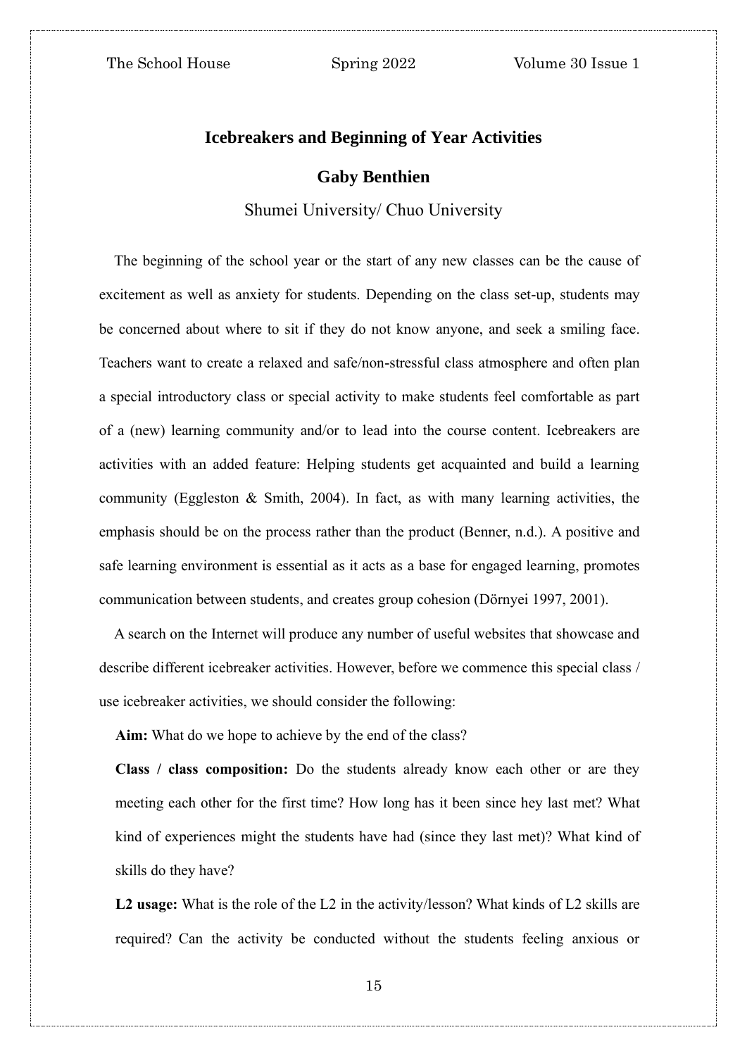## Icebreakers and Beginning of Year Activities

**Gaby Benthien**

Shumei University/ Chuo University

The beginning of the school year or the start of any new classes can be the cause of excitement as well as anxiety for students. Depending on the class set-up, students may be concerned about where to sit if they do not know anyone, and seek a smiling face. Teachers want to create a relaxed and safe/non-stressful class atmosphere and often plan a special introductory class or special activity to make students feel comfortable as part of a (new) learning community and/or to lead into the course content. Icebreakers are activities with an added feature: Helping students get acquainted and build a learning community (Eggleston & Smith, 2004). In fact, as with many learning activities, the emphasis should be on the process rather than the product (Benner, n.d.). A positive and safe learning environment is essential as it acts as a base for engaged learning, promotes communication between students, and creates group cohesion (Dörnyei 1997, 2001).

A search on the Internet will produce any number of useful websites that showcase and describe different icebreaker activities. However, before we commence this special class / use icebreaker activities, we should consider the following:

**Aim:** What do we hope to achieve by the end of the class?

**Class / class composition:** Do the students already know each other or are they meeting each other for the first time? How long has it been since hey last met? What kind of experiences might the students have had (since they last met)? What kind of skills do they have?

**L2 usage:** What is the role of the L2 in the activity/lesson? What kinds of L2 skills are required? Can the activity be conducted without the students feeling anxious or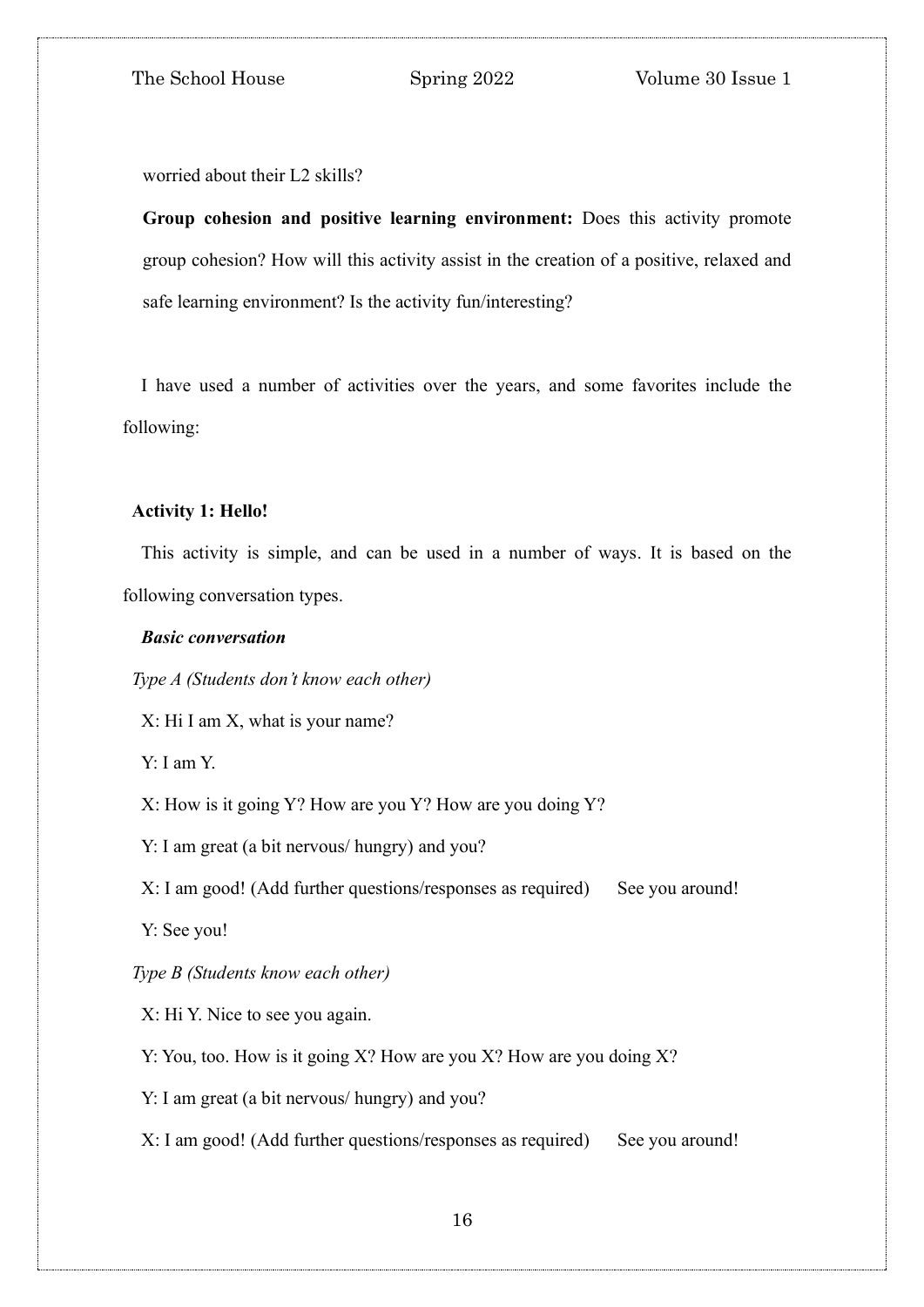worried about their L2 skills?

**Group cohesion and positive learning environment:** Does this activity promote group cohesion? How will this activity assist in the creation of a positive, relaxed and safe learning environment? Is the activity fun/interesting?

I have used a number of activities over the years, and some favorites include the following:

**Activity 1: Hello!**

This activity is simple, and can be used in a number of ways. It is based on the following conversation types.

***Basic conversation***

*Type A (Students don't know each other)*

X: Hi I am X, what is your name?

Y: I am Y.

X: How is it going Y? How are you Y? How are you doing Y?

Y: I am great (a bit nervous/ hungry) and you?

X: I am good! (Add further questions/responses as required) See you around!

Y: See you!

*Type B (Students know each other)*

X: Hi Y. Nice to see you again.

Y: You, too. How is it going X? How are you X? How are you doing X?

Y: I am great (a bit nervous/ hungry) and you?

X: I am good! (Add further questions/responses as required) See you around!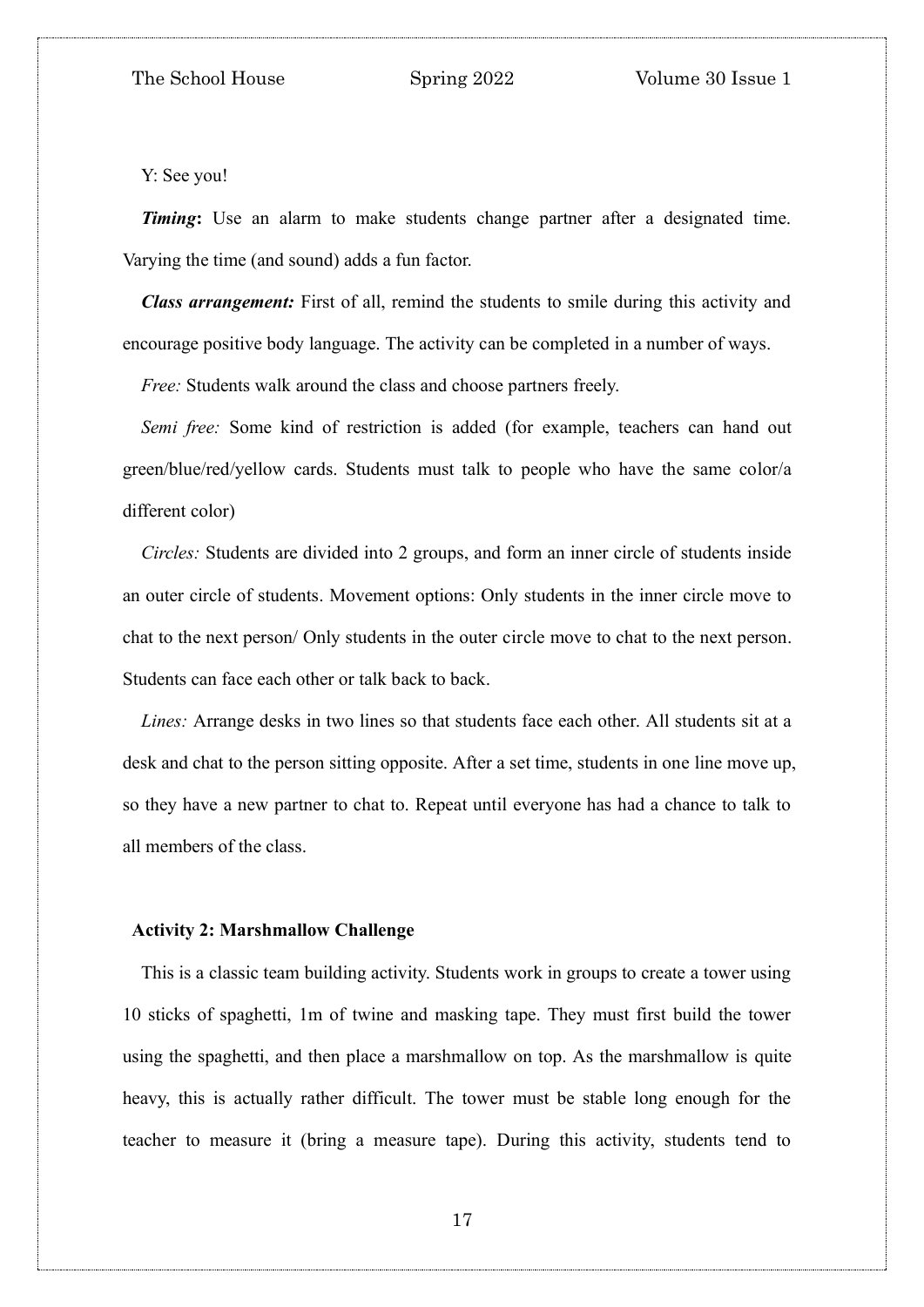Y: See you!

***Timing*****:** Use an alarm to make students change partner after a designated time. Varying the time (and sound) adds a fun factor.

***Class arrangement:*** First of all, remind the students to smile during this activity and encourage positive body language. The activity can be completed in a number of ways.

*Free:* Students walk around the class and choose partners freely.

*Semi free:* Some kind of restriction is added (for example, teachers can hand out green/blue/red/yellow cards. Students must talk to people who have the same color/a different color)

*Circles:* Students are divided into 2 groups, and form an inner circle of students inside an outer circle of students. Movement options: Only students in the inner circle move to chat to the next person/ Only students in the outer circle move to chat to the next person. Students can face each other or talk back to back.

*Lines:* Arrange desks in two lines so that students face each other. All students sit at a desk and chat to the person sitting opposite. After a set time, students in one line move up, so they have a new partner to chat to. Repeat until everyone has had a chance to talk to all members of the class.

**Activity 2: Marshmallow Challenge**

This is a classic team building activity. Students work in groups to create a tower using 10 sticks of spaghetti, 1m of twine and masking tape. They must first build the tower using the spaghetti, and then place a marshmallow on top. As the marshmallow is quite heavy, this is actually rather difficult. The tower must be stable long enough for the teacher to measure it (bring a measure tape). During this activity, students tend to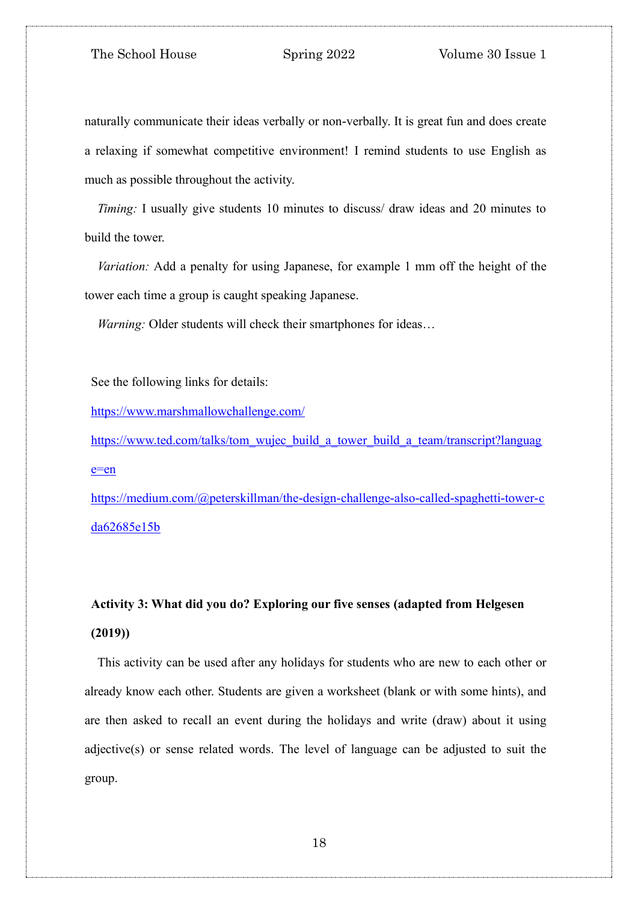naturally communicate their ideas verbally or non-verbally. It is great fun and does create a relaxing if somewhat competitive environment! I remind students to use English as much as possible throughout the activity.

*Timing:* I usually give students 10 minutes to discuss/ draw ideas and 20 minutes to build the tower.

*Variation:* Add a penalty for using Japanese, for example 1 mm off the height of the tower each time a group is caught speaking Japanese.

*Warning:* Older students will check their smartphones for ideas…

See the following links for details:

https://www.marshmallowchallenge.com/

https://www.ted.com/talks/tom_wujec_build_a_tower_build_a_team/transcript?language=en

https://medium.com/@peterskillman/the-design-challenge-also-called-spaghetti-tower-cda62685e15b

**Activity 3: What did you do? Exploring our five senses (adapted from Helgesen (2019))**

This activity can be used after any holidays for students who are new to each other or already know each other. Students are given a worksheet (blank or with some hints), and are then asked to recall an event during the holidays and write (draw) about it using adjective(s) or sense related words. The level of language can be adjusted to suit the group.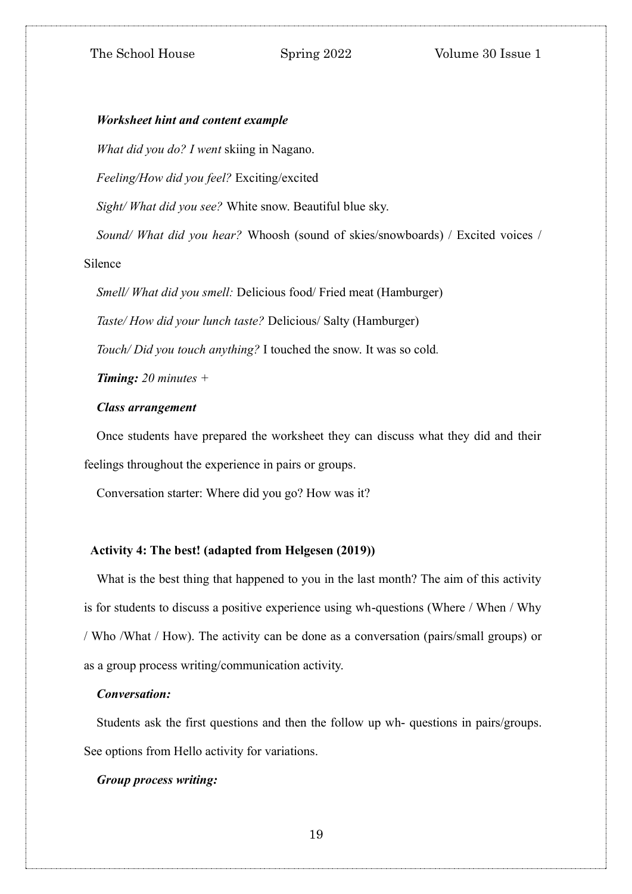***Worksheet hint and content example***

*What did you do? I went* skiing in Nagano.

*Feeling/How did you feel?* Exciting/excited

*Sight/ What did you see?* White snow. Beautiful blue sky.

*Sound/ What did you hear?* Whoosh (sound of skies/snowboards) / Excited voices / Silence

*Smell/ What did you smell:* Delicious food/ Fried meat (Hamburger)

*Taste/ How did your lunch taste?* Delicious/ Salty (Hamburger)

*Touch/ Did you touch anything?* I touched the snow. It was so cold.

***Timing:*** *20 minutes +*

***Class arrangement***

Once students have prepared the worksheet they can discuss what they did and their feelings throughout the experience in pairs or groups.

Conversation starter: Where did you go? How was it?

**Activity 4: The best! (adapted from Helgesen (2019))**

What is the best thing that happened to you in the last month? The aim of this activity is for students to discuss a positive experience using wh-questions (Where / When / Why / Who /What / How). The activity can be done as a conversation (pairs/small groups) or as a group process writing/communication activity.

***Conversation:***

Students ask the first questions and then the follow up wh- questions in pairs/groups. See options from Hello activity for variations.

***Group process writing:***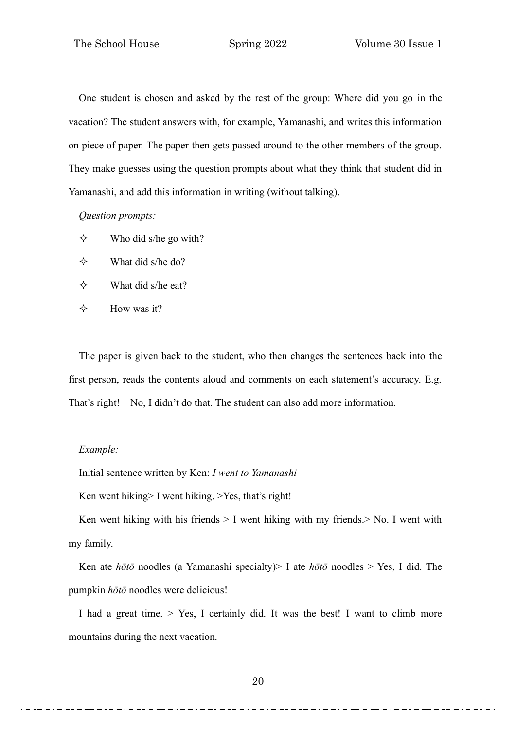One student is chosen and asked by the rest of the group: Where did you go in the vacation? The student answers with, for example, Yamanashi, and writes this information on piece of paper. The paper then gets passed around to the other members of the group. They make guesses using the question prompts about what they think that student did in Yamanashi, and add this information in writing (without talking).

*Question prompts:*

- ✧ Who did s/he go with?
- ✧ What did s/he do?
- ✧ What did s/he eat?
- ✧ How was it?

The paper is given back to the student, who then changes the sentences back into the first person, reads the contents aloud and comments on each statement's accuracy. E.g. That's right!  No, I didn't do that. The student can also add more information.

*Example:*

Initial sentence written by Ken: *I went to Yamanashi*

Ken went hiking> I went hiking. >Yes, that's right!

Ken went hiking with his friends > I went hiking with my friends.> No. I went with my family.

Ken ate *hōtō* noodles (a Yamanashi specialty)> I ate *hōtō* noodles > Yes, I did. The pumpkin *hōtō* noodles were delicious!

I had a great time. > Yes, I certainly did. It was the best! I want to climb more mountains during the next vacation.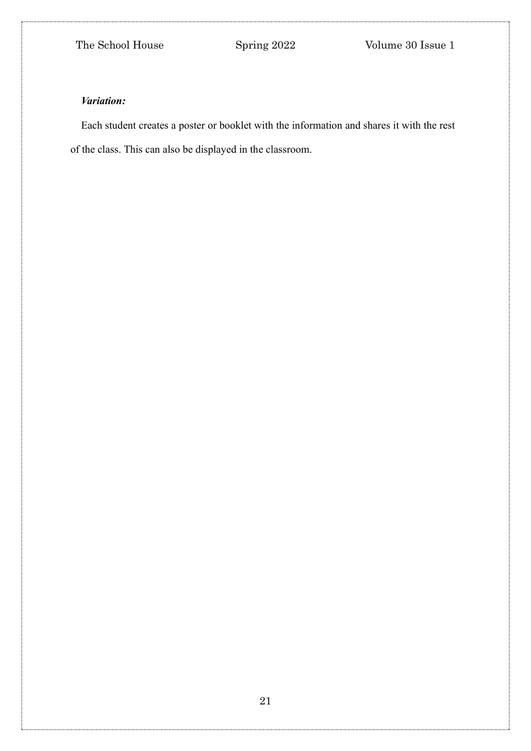***Variation:***

Each student creates a poster or booklet with the information and shares it with the rest of the class. This can also be displayed in the classroom.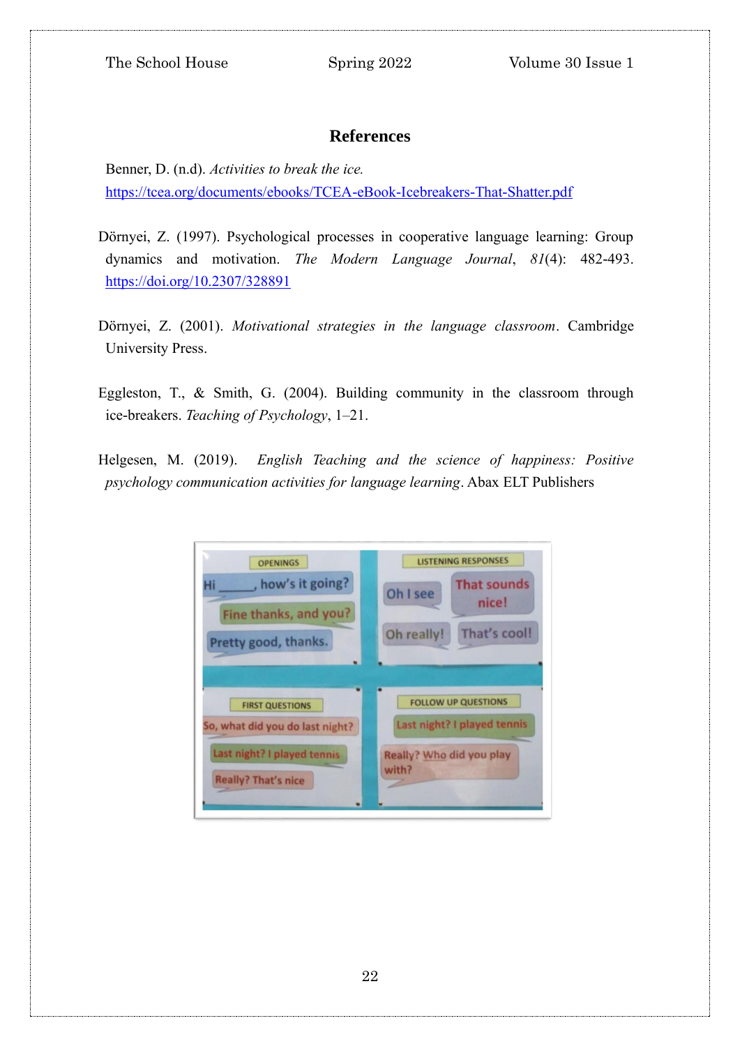## References

Benner, D. (n.d). *Activities to break the ice.* https://tcea.org/documents/ebooks/TCEA-eBook-Icebreakers-That-Shatter.pdf

Dörnyei, Z. (1997). Psychological processes in cooperative language learning: Group dynamics and motivation. *The Modern Language Journal*, *81*(4): 482-493. https://doi.org/10.2307/328891

Dörnyei, Z. (2001). *Motivational strategies in the language classroom*. Cambridge University Press.

Eggleston, T., & Smith, G. (2004). Building community in the classroom through ice-breakers. *Teaching of Psychology*, 1–21.

Helgesen, M. (2019). *English Teaching and the science of happiness: Positive psychology communication activities for language learning*. Abax ELT Publishers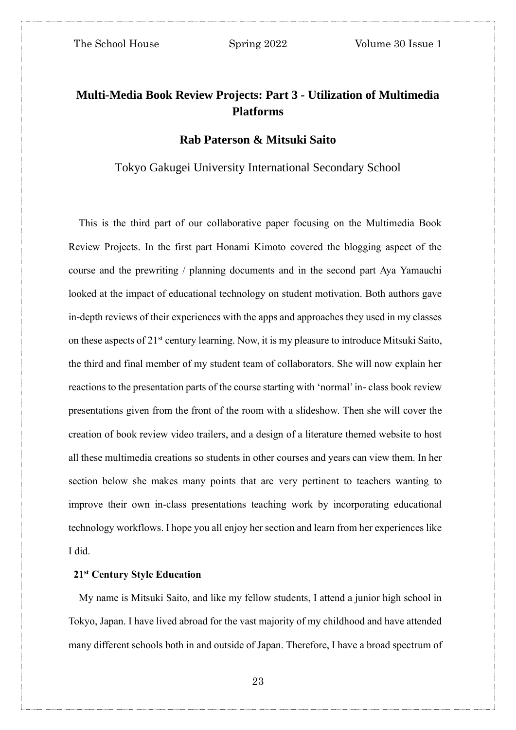# Multi-Media Book Review Projects: Part 3 - Utilization of Multimedia Platforms

**Rab Paterson & Mitsuki Saito**

Tokyo Gakugei University International Secondary School

This is the third part of our collaborative paper focusing on the Multimedia Book Review Projects. In the first part Honami Kimoto covered the blogging aspect of the course and the prewriting / planning documents and in the second part Aya Yamauchi looked at the impact of educational technology on student motivation. Both authors gave in-depth reviews of their experiences with the apps and approaches they used in my classes on these aspects of 21st century learning. Now, it is my pleasure to introduce Mitsuki Saito, the third and final member of my student team of collaborators. She will now explain her reactions to the presentation parts of the course starting with 'normal' in- class book review presentations given from the front of the room with a slideshow. Then she will cover the creation of book review video trailers, and a design of a literature themed website to host all these multimedia creations so students in other courses and years can view them. In her section below she makes many points that are very pertinent to teachers wanting to improve their own in-class presentations teaching work by incorporating educational technology workflows. I hope you all enjoy her section and learn from her experiences like I did.

## 21st Century Style Education

My name is Mitsuki Saito, and like my fellow students, I attend a junior high school in Tokyo, Japan. I have lived abroad for the vast majority of my childhood and have attended many different schools both in and outside of Japan. Therefore, I have a broad spectrum of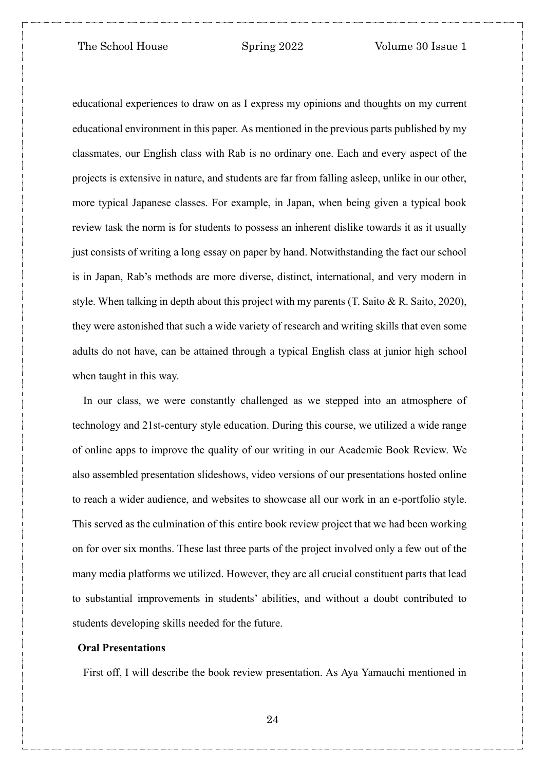educational experiences to draw on as I express my opinions and thoughts on my current educational environment in this paper. As mentioned in the previous parts published by my classmates, our English class with Rab is no ordinary one. Each and every aspect of the projects is extensive in nature, and students are far from falling asleep, unlike in our other, more typical Japanese classes. For example, in Japan, when being given a typical book review task the norm is for students to possess an inherent dislike towards it as it usually just consists of writing a long essay on paper by hand. Notwithstanding the fact our school is in Japan, Rab's methods are more diverse, distinct, international, and very modern in style. When talking in depth about this project with my parents (T. Saito & R. Saito, 2020), they were astonished that such a wide variety of research and writing skills that even some adults do not have, can be attained through a typical English class at junior high school when taught in this way.

In our class, we were constantly challenged as we stepped into an atmosphere of technology and 21st-century style education. During this course, we utilized a wide range of online apps to improve the quality of our writing in our Academic Book Review. We also assembled presentation slideshows, video versions of our presentations hosted online to reach a wider audience, and websites to showcase all our work in an e-portfolio style. This served as the culmination of this entire book review project that we had been working on for over six months. These last three parts of the project involved only a few out of the many media platforms we utilized. However, they are all crucial constituent parts that lead to substantial improvements in students' abilities, and without a doubt contributed to students developing skills needed for the future.

**Oral Presentations**

First off, I will describe the book review presentation. As Aya Yamauchi mentioned in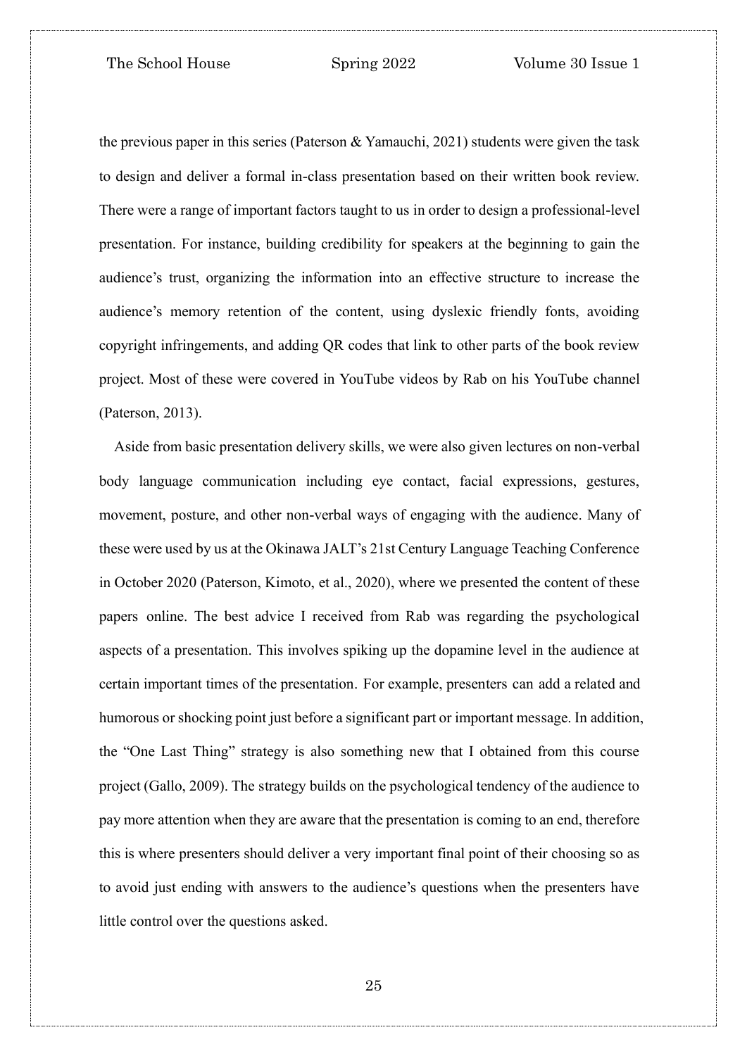the previous paper in this series (Paterson & Yamauchi, 2021) students were given the task to design and deliver a formal in-class presentation based on their written book review. There were a range of important factors taught to us in order to design a professional-level presentation. For instance, building credibility for speakers at the beginning to gain the audience's trust, organizing the information into an effective structure to increase the audience's memory retention of the content, using dyslexic friendly fonts, avoiding copyright infringements, and adding QR codes that link to other parts of the book review project. Most of these were covered in YouTube videos by Rab on his YouTube channel (Paterson, 2013).

Aside from basic presentation delivery skills, we were also given lectures on non-verbal body language communication including eye contact, facial expressions, gestures, movement, posture, and other non-verbal ways of engaging with the audience. Many of these were used by us at the Okinawa JALT's 21st Century Language Teaching Conference in October 2020 (Paterson, Kimoto, et al., 2020), where we presented the content of these papers online. The best advice I received from Rab was regarding the psychological aspects of a presentation. This involves spiking up the dopamine level in the audience at certain important times of the presentation. For example, presenters can add a related and humorous or shocking point just before a significant part or important message. In addition, the "One Last Thing" strategy is also something new that I obtained from this course project (Gallo, 2009). The strategy builds on the psychological tendency of the audience to pay more attention when they are aware that the presentation is coming to an end, therefore this is where presenters should deliver a very important final point of their choosing so as to avoid just ending with answers to the audience's questions when the presenters have little control over the questions asked.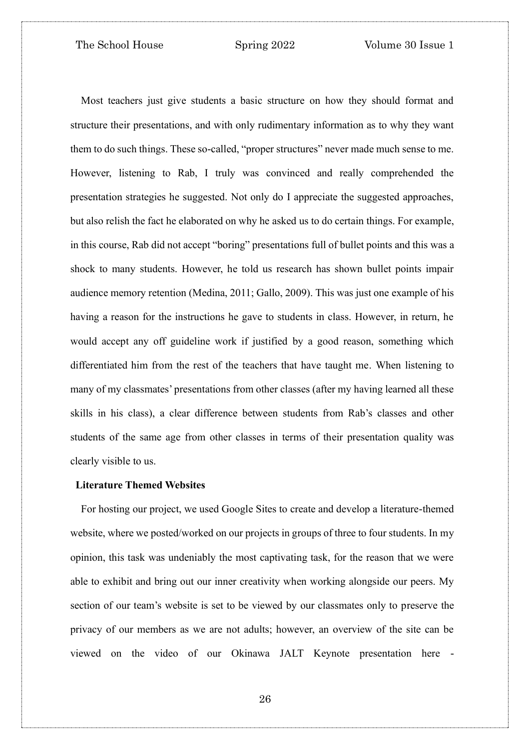Most teachers just give students a basic structure on how they should format and structure their presentations, and with only rudimentary information as to why they want them to do such things. These so-called, "proper structures" never made much sense to me. However, listening to Rab, I truly was convinced and really comprehended the presentation strategies he suggested. Not only do I appreciate the suggested approaches, but also relish the fact he elaborated on why he asked us to do certain things. For example, in this course, Rab did not accept "boring" presentations full of bullet points and this was a shock to many students. However, he told us research has shown bullet points impair audience memory retention (Medina, 2011; Gallo, 2009). This was just one example of his having a reason for the instructions he gave to students in class. However, in return, he would accept any off guideline work if justified by a good reason, something which differentiated him from the rest of the teachers that have taught me. When listening to many of my classmates' presentations from other classes (after my having learned all these skills in his class), a clear difference between students from Rab's classes and other students of the same age from other classes in terms of their presentation quality was clearly visible to us.

**Literature Themed Websites**

For hosting our project, we used Google Sites to create and develop a literature-themed website, where we posted/worked on our projects in groups of three to four students. In my opinion, this task was undeniably the most captivating task, for the reason that we were able to exhibit and bring out our inner creativity when working alongside our peers. My section of our team's website is set to be viewed by our classmates only to preserve the privacy of our members as we are not adults; however, an overview of the site can be viewed on the video of our Okinawa JALT Keynote presentation here -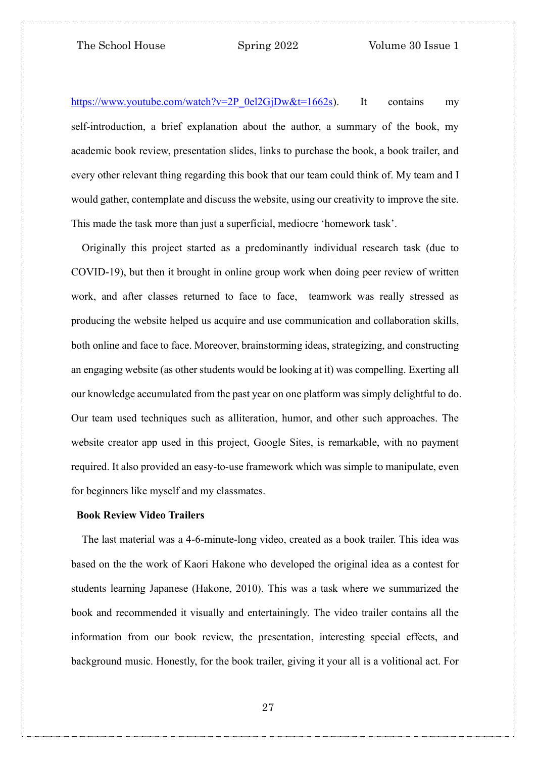https://www.youtube.com/watch?v=2P_0el2GjDw&t=1662s). It contains my self-introduction, a brief explanation about the author, a summary of the book, my academic book review, presentation slides, links to purchase the book, a book trailer, and every other relevant thing regarding this book that our team could think of. My team and I would gather, contemplate and discuss the website, using our creativity to improve the site. This made the task more than just a superficial, mediocre 'homework task'.

Originally this project started as a predominantly individual research task (due to COVID-19), but then it brought in online group work when doing peer review of written work, and after classes returned to face to face, teamwork was really stressed as producing the website helped us acquire and use communication and collaboration skills, both online and face to face. Moreover, brainstorming ideas, strategizing, and constructing an engaging website (as other students would be looking at it) was compelling. Exerting all our knowledge accumulated from the past year on one platform was simply delightful to do. Our team used techniques such as alliteration, humor, and other such approaches. The website creator app used in this project, Google Sites, is remarkable, with no payment required. It also provided an easy-to-use framework which was simple to manipulate, even for beginners like myself and my classmates.

**Book Review Video Trailers**

The last material was a 4-6-minute-long video, created as a book trailer. This idea was based on the the work of Kaori Hakone who developed the original idea as a contest for students learning Japanese (Hakone, 2010). This was a task where we summarized the book and recommended it visually and entertainingly. The video trailer contains all the information from our book review, the presentation, interesting special effects, and background music. Honestly, for the book trailer, giving it your all is a volitional act. For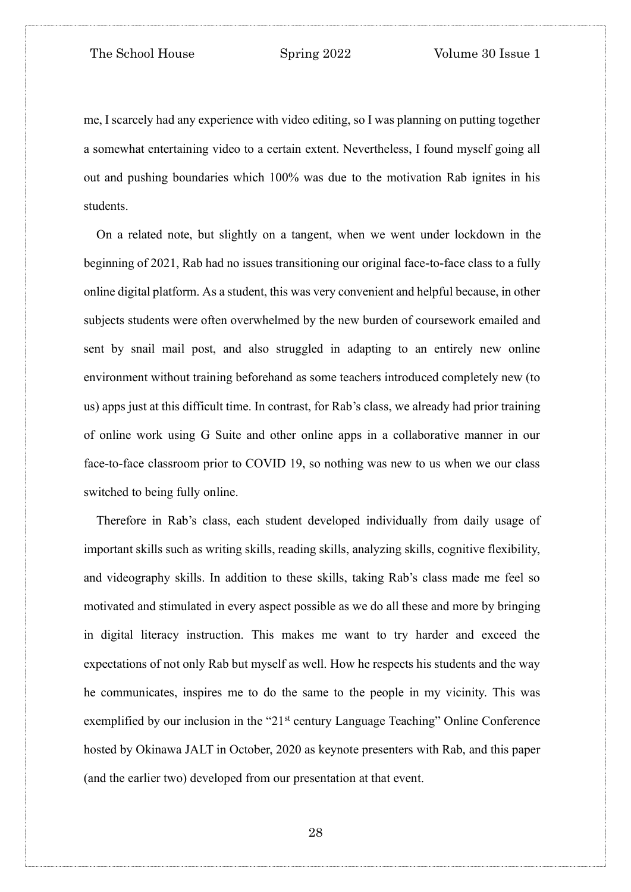me, I scarcely had any experience with video editing, so I was planning on putting together a somewhat entertaining video to a certain extent. Nevertheless, I found myself going all out and pushing boundaries which 100% was due to the motivation Rab ignites in his students.

On a related note, but slightly on a tangent, when we went under lockdown in the beginning of 2021, Rab had no issues transitioning our original face-to-face class to a fully online digital platform. As a student, this was very convenient and helpful because, in other subjects students were often overwhelmed by the new burden of coursework emailed and sent by snail mail post, and also struggled in adapting to an entirely new online environment without training beforehand as some teachers introduced completely new (to us) apps just at this difficult time. In contrast, for Rab's class, we already had prior training of online work using G Suite and other online apps in a collaborative manner in our face-to-face classroom prior to COVID 19, so nothing was new to us when we our class switched to being fully online.

Therefore in Rab's class, each student developed individually from daily usage of important skills such as writing skills, reading skills, analyzing skills, cognitive flexibility, and videography skills. In addition to these skills, taking Rab's class made me feel so motivated and stimulated in every aspect possible as we do all these and more by bringing in digital literacy instruction. This makes me want to try harder and exceed the expectations of not only Rab but myself as well. How he respects his students and the way he communicates, inspires me to do the same to the people in my vicinity. This was exemplified by our inclusion in the "21st century Language Teaching" Online Conference hosted by Okinawa JALT in October, 2020 as keynote presenters with Rab, and this paper (and the earlier two) developed from our presentation at that event.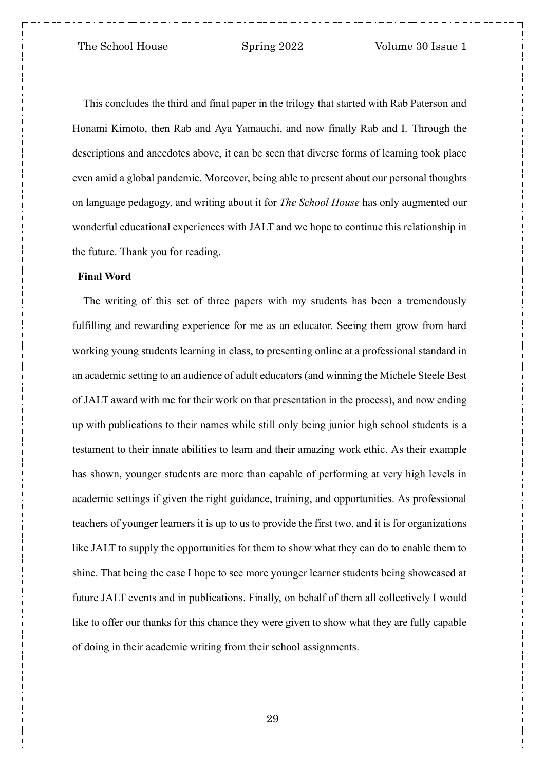This concludes the third and final paper in the trilogy that started with Rab Paterson and Honami Kimoto, then Rab and Aya Yamauchi, and now finally Rab and I. Through the descriptions and anecdotes above, it can be seen that diverse forms of learning took place even amid a global pandemic. Moreover, being able to present about our personal thoughts on language pedagogy, and writing about it for *The School House* has only augmented our wonderful educational experiences with JALT and we hope to continue this relationship in the future. Thank you for reading.

**Final Word**

The writing of this set of three papers with my students has been a tremendously fulfilling and rewarding experience for me as an educator. Seeing them grow from hard working young students learning in class, to presenting online at a professional standard in an academic setting to an audience of adult educators (and winning the Michele Steele Best of JALT award with me for their work on that presentation in the process), and now ending up with publications to their names while still only being junior high school students is a testament to their innate abilities to learn and their amazing work ethic. As their example has shown, younger students are more than capable of performing at very high levels in academic settings if given the right guidance, training, and opportunities. As professional teachers of younger learners it is up to us to provide the first two, and it is for organizations like JALT to supply the opportunities for them to show what they can do to enable them to shine. That being the case I hope to see more younger learner students being showcased at future JALT events and in publications. Finally, on behalf of them all collectively I would like to offer our thanks for this chance they were given to show what they are fully capable of doing in their academic writing from their school assignments.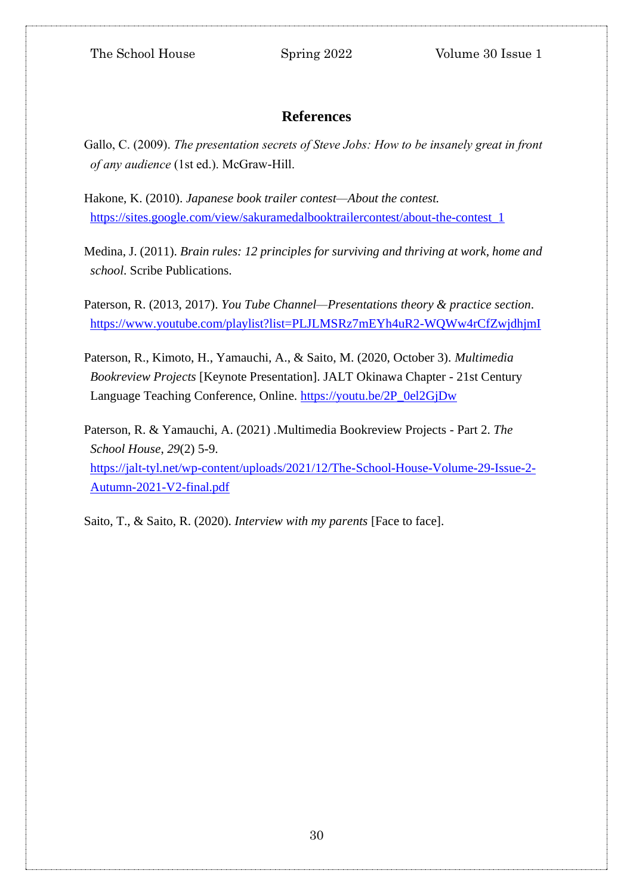## References

Gallo, C. (2009). *The presentation secrets of Steve Jobs: How to be insanely great in front of any audience* (1st ed.). McGraw-Hill.

Hakone, K. (2010). *Japanese book trailer contest—About the contest.* https://sites.google.com/view/sakuramedalbooktrailercontest/about-the-contest_1

Medina, J. (2011). *Brain rules: 12 principles for surviving and thriving at work, home and school*. Scribe Publications.

Paterson, R. (2013, 2017). *You Tube Channel—Presentations theory & practice section*. https://www.youtube.com/playlist?list=PLJLMSRz7mEYh4uR2-WQWw4rCfZwjdhjmI

Paterson, R., Kimoto, H., Yamauchi, A., & Saito, M. (2020, October 3). *Multimedia Bookreview Projects* [Keynote Presentation]. JALT Okinawa Chapter - 21st Century Language Teaching Conference, Online. https://youtu.be/2P_0el2GjDw

Paterson, R. & Yamauchi, A. (2021) .Multimedia Bookreview Projects - Part 2. *The School House*, *29*(2) 5-9. https://jalt-tyl.net/wp-content/uploads/2021/12/The-School-House-Volume-29-Issue-2-Autumn-2021-V2-final.pdf

Saito, T., & Saito, R. (2020). *Interview with my parents* [Face to face].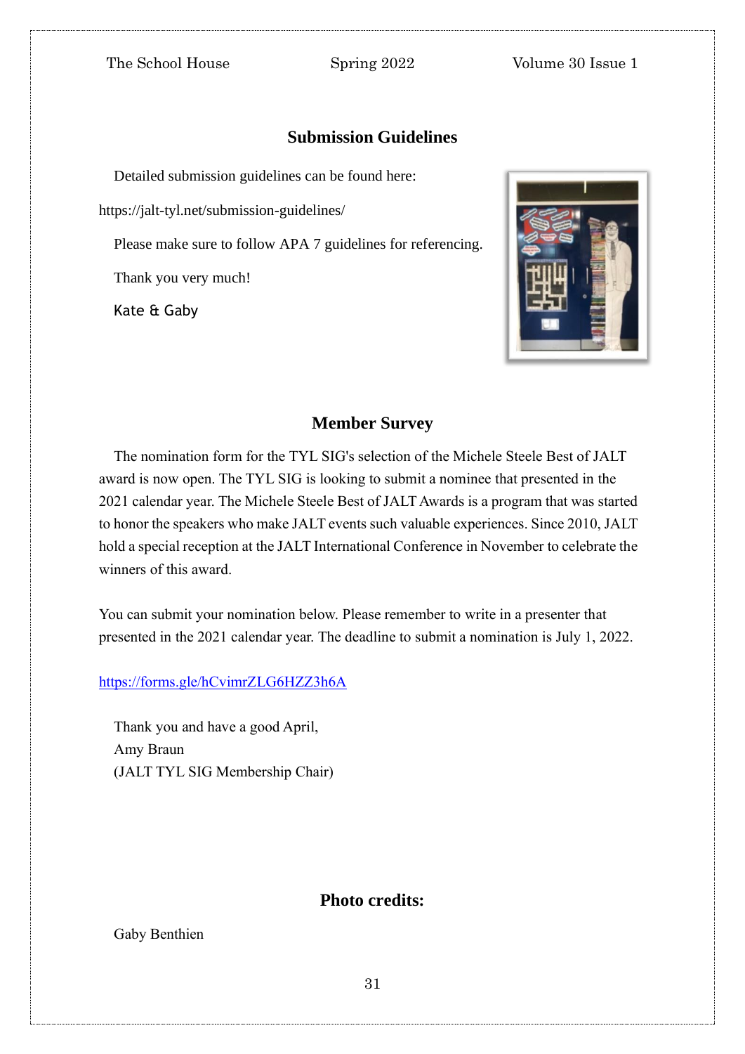## Submission Guidelines

Detailed submission guidelines can be found here:

https://jalt-tyl.net/submission-guidelines/

Please make sure to follow APA 7 guidelines for referencing.

Thank you very much!

Kate & Gaby

## Member Survey

The nomination form for the TYL SIG's selection of the Michele Steele Best of JALT award is now open. The TYL SIG is looking to submit a nominee that presented in the 2021 calendar year. The Michele Steele Best of JALT Awards is a program that was started to honor the speakers who make JALT events such valuable experiences. Since 2010, JALT hold a special reception at the JALT International Conference in November to celebrate the winners of this award.

You can submit your nomination below. Please remember to write in a presenter that presented in the 2021 calendar year. The deadline to submit a nomination is July 1, 2022.

https://forms.gle/hCvimrZLG6HZZ3h6A

Thank you and have a good April,
Amy Braun
(JALT TYL SIG Membership Chair)

## Photo credits:

Gaby Benthien